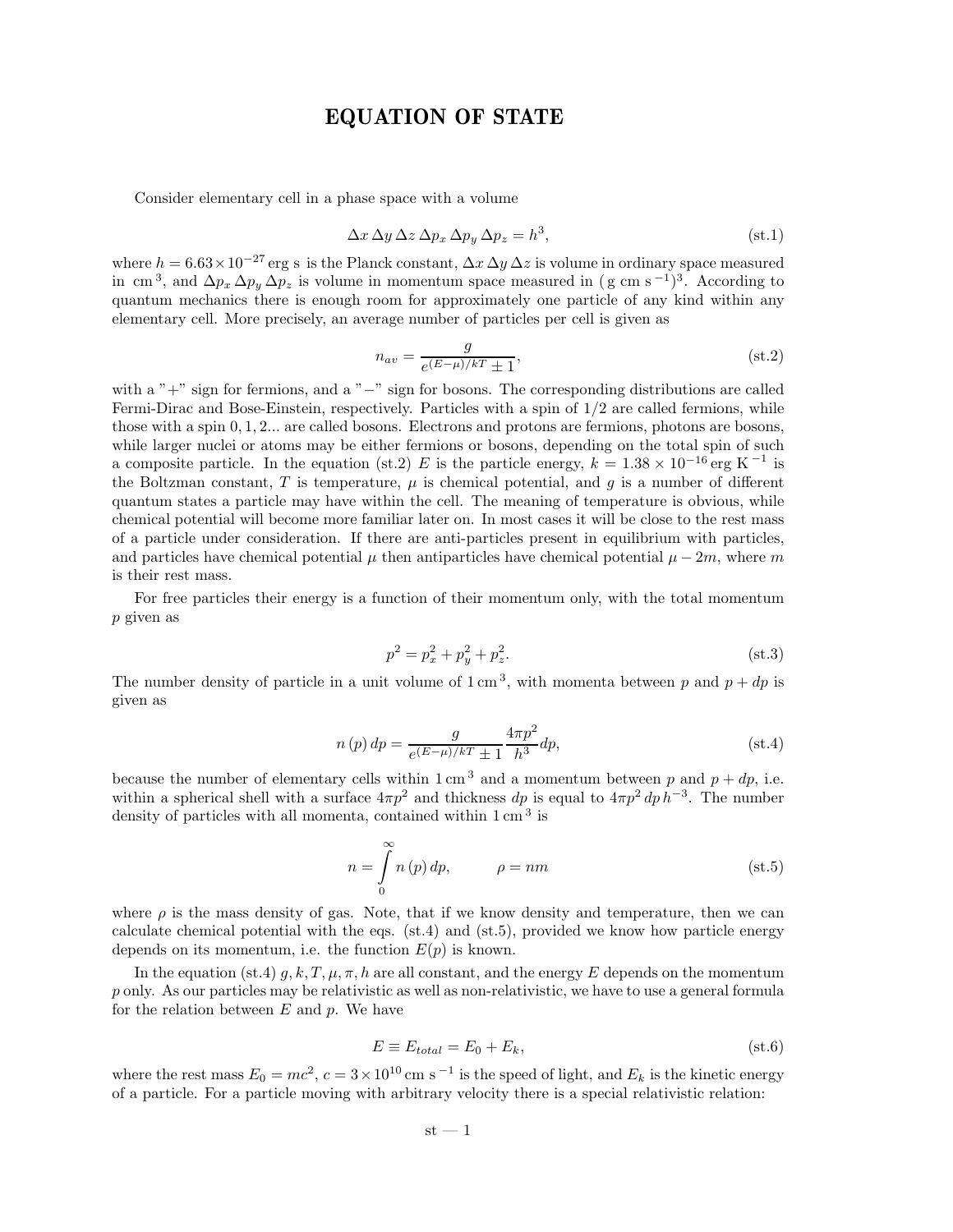# EQUATION OF STATE

Consider elementary cell in a phase space with a volume

$$\Delta x \, \Delta y \, \Delta z \, \Delta p_x \, \Delta p_y \, \Delta p_z = h^3, \tag{st.1}$$

where $h = 6.63 \times 10^{-27}$ erg s is the Planck constant, $\Delta x \, \Delta y \, \Delta z$ is volume in ordinary space measured in cm $^3$, and $\Delta p_x \, \Delta p_y \, \Delta p_z$ is volume in momentum space measured in ( g cm s $^{-1}$)$^3$. According to quantum mechanics there is enough room for approximately one particle of any kind within any elementary cell. More precisely, an average number of particles per cell is given as

$$n_{av} = \frac{g}{e^{(E-\mu)/kT} \pm 1}, \tag{st.2}$$

with a "+" sign for fermions, and a "−" sign for bosons. The corresponding distributions are called Fermi-Dirac and Bose-Einstein, respectively. Particles with a spin of 1/2 are called fermions, while those with a spin 0, 1, 2... are called bosons. Electrons and protons are fermions, photons are bosons, while larger nuclei or atoms may be either fermions or bosons, depending on the total spin of such a composite particle. In the equation (st.2) $E$ is the particle energy, $k = 1.38 \times 10^{-16}$ erg K $^{-1}$ is the Boltzman constant, $T$ is temperature, $\mu$ is chemical potential, and $g$ is a number of different quantum states a particle may have within the cell. The meaning of temperature is obvious, while chemical potential will become more familiar later on. In most cases it will be close to the rest mass of a particle under consideration. If there are anti-particles present in equilibrium with particles, and particles have chemical potential $\mu$ then antiparticles have chemical potential $\mu - 2m$, where $m$ is their rest mass.

For free particles their energy is a function of their momentum only, with the total momentum $p$ given as

$$p^2 = p_x^2 + p_y^2 + p_z^2. \tag{st.3}$$

The number density of particle in a unit volume of 1 cm $^3$, with momenta between $p$ and $p + dp$ is given as

$$n(p) \, dp = \frac{g}{e^{(E-\mu)/kT} \pm 1} \frac{4\pi p^2}{h^3} dp, \tag{st.4}$$

because the number of elementary cells within 1 cm $^3$ and a momentum between $p$ and $p + dp$, i.e. within a spherical shell with a surface $4\pi p^2$ and thickness $dp$ is equal to $4\pi p^2 \, dp \, h^{-3}$. The number density of particles with all momenta, contained within 1 cm $^3$ is

$$n = \int_0^\infty n(p) \, dp, \qquad \rho = nm \tag{st.5}$$

where $\rho$ is the mass density of gas. Note, that if we know density and temperature, then we can calculate chemical potential with the eqs. (st.4) and (st.5), provided we know how particle energy depends on its momentum, i.e. the function $E(p)$ is known.

In the equation (st.4) $g, k, T, \mu, \pi, h$ are all constant, and the energy $E$ depends on the momentum $p$ only. As our particles may be relativistic as well as non-relativistic, we have to use a general formula for the relation between $E$ and $p$. We have

$$E \equiv E_{total} = E_0 + E_k, \tag{st.6}$$

where the rest mass $E_0 = mc^2$, $c = 3 \times 10^{10}$ cm s $^{-1}$ is the speed of light, and $E_k$ is the kinetic energy of a particle. For a particle moving with arbitrary velocity there is a special relativistic relation: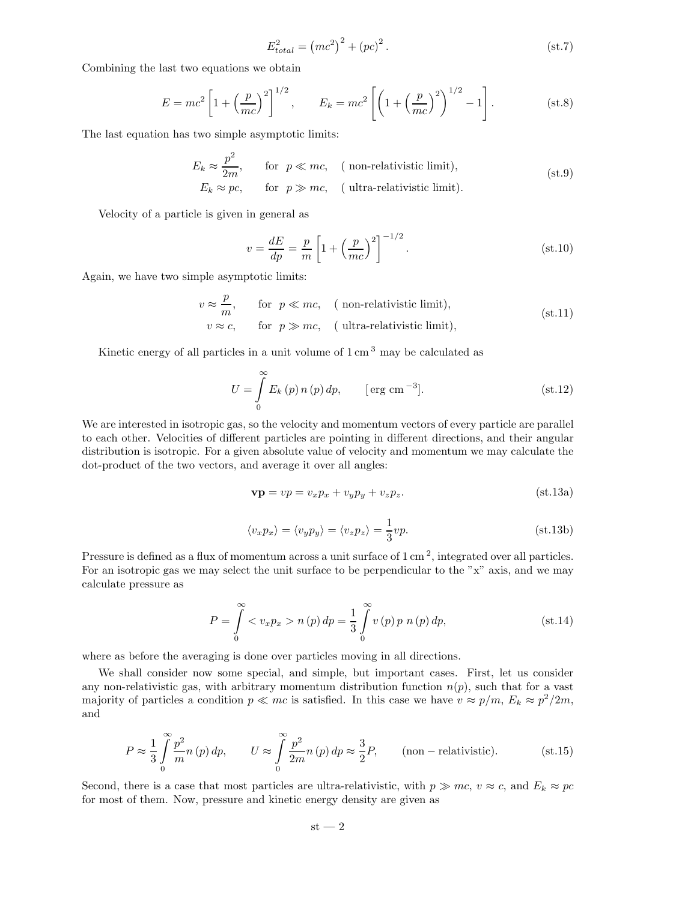$$E_{total}^2 = \left(mc^2\right)^2 + (pc)^2 . \tag{st.7}$$

Combining the last two equations we obtain

$$E = mc^2 \left[ 1 + \left( \frac{p}{mc} \right)^2 \right]^{1/2}, \qquad E_k = mc^2 \left[ \left( 1 + \left( \frac{p}{mc} \right)^2 \right)^{1/2} - 1 \right]. \tag{st.8}$$

The last equation has two simple asymptotic limits:

$$\begin{aligned} E_k &\approx \frac{p^2}{2m}, \qquad \text{for } \ p \ll mc, \quad (\text{ non-relativistic limit}), \\ E_k &\approx pc, \qquad \text{for } \ p \gg mc, \quad (\text{ ultra-relativistic limit}). \end{aligned} \tag{st.9}$$

Velocity of a particle is given in general as

$$v = \frac{dE}{dp} = \frac{p}{m} \left[ 1 + \left( \frac{p}{mc} \right)^2 \right]^{-1/2} . \tag{st.10}$$

Again, we have two simple asymptotic limits:

$$\begin{aligned} v &\approx \frac{p}{m}, \qquad \text{for } \ p \ll mc, \quad (\text{ non-relativistic limit}), \\ v &\approx c, \qquad \text{for } \ p \gg mc, \quad (\text{ ultra-relativistic limit}), \end{aligned} \tag{st.11}$$

Kinetic energy of all particles in a unit volume of $1 \, \mathrm{cm}^3$ may be calculated as

$$U = \int_0^\infty E_k(p) \, n(p) \, dp, \qquad [\mathrm{erg \ cm}^{-3}]. \tag{st.12}$$

We are interested in isotropic gas, so the velocity and momentum vectors of every particle are parallel to each other. Velocities of different particles are pointing in different directions, and their angular distribution is isotropic. For a given absolute value of velocity and momentum we may calculate the dot-product of the two vectors, and average it over all angles:

$$\mathbf{vp} = vp = v_x p_x + v_y p_y + v_z p_z . \tag{st.13a}$$

$$\langle v_x p_x \rangle = \langle v_y p_y \rangle = \langle v_z p_z \rangle = \frac{1}{3} vp . \tag{st.13b}$$

Pressure is defined as a flux of momentum across a unit surface of $1 \, \mathrm{cm}^2$, integrated over all particles. For an isotropic gas we may select the unit surface to be perpendicular to the "x" axis, and we may calculate pressure as

$$P = \int_0^\infty < v_x p_x > n(p) \, dp = \frac{1}{3} \int_0^\infty v(p) \, p \ n(p) \, dp, \tag{st.14}$$

where as before the averaging is done over particles moving in all directions.

We shall consider now some special, and simple, but important cases. First, let us consider any non-relativistic gas, with arbitrary momentum distribution function $n(p)$, such that for a vast majority of particles a condition $p \ll mc$ is satisfied. In this case we have $v \approx p/m$, $E_k \approx p^2/2m$, and

$$P \approx \frac{1}{3} \int_0^\infty \frac{p^2}{m} n(p) \, dp, \qquad U \approx \int_0^\infty \frac{p^2}{2m} n(p) \, dp \approx \frac{3}{2} P, \qquad (\mathrm{non-relativistic}). \tag{st.15}$$

Second, there is a case that most particles are ultra-relativistic, with $p \gg mc$, $v \approx c$, and $E_k \approx pc$ for most of them. Now, pressure and kinetic energy density are given as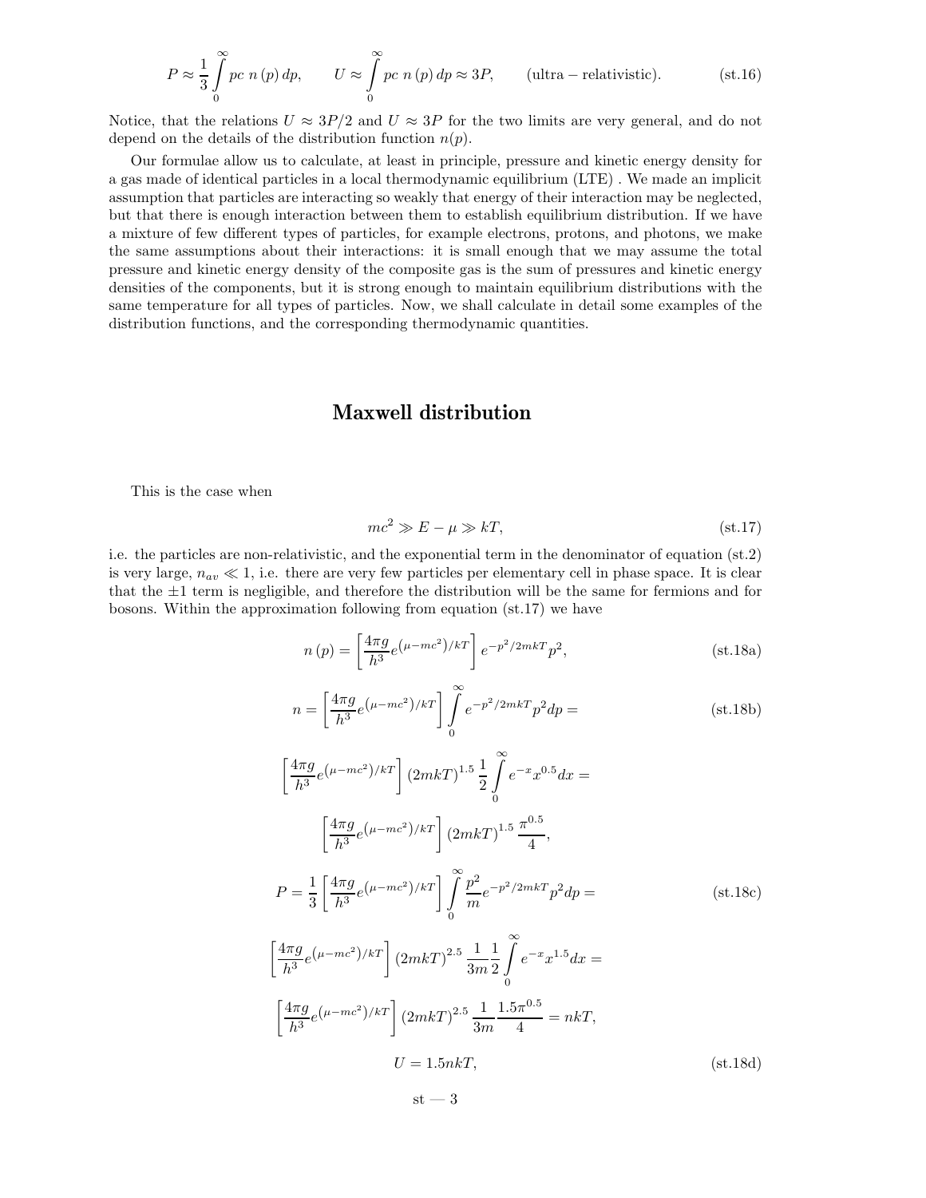$$P \approx \frac{1}{3}\int_0^\infty pc\ n(p)\,dp, \qquad U \approx \int_0^\infty pc\ n(p)\,dp \approx 3P, \qquad (\mathrm{ultra-relativistic}). \tag{st.16}$$

Notice, that the relations $U \approx 3P/2$ and $U \approx 3P$ for the two limits are very general, and do not depend on the details of the distribution function $n(p)$.

Our formulae allow us to calculate, at least in principle, pressure and kinetic energy density for a gas made of identical particles in a local thermodynamic equilibrium (LTE) . We made an implicit assumption that particles are interacting so weakly that energy of their interaction may be neglected, but that there is enough interaction between them to establish equilibrium distribution. If we have a mixture of few different types of particles, for example electrons, protons, and photons, we make the same assumptions about their interactions: it is small enough that we may assume the total pressure and kinetic energy density of the composite gas is the sum of pressures and kinetic energy densities of the components, but it is strong enough to maintain equilibrium distributions with the same temperature for all types of particles. Now, we shall calculate in detail some examples of the distribution functions, and the corresponding thermodynamic quantities.

## Maxwell distribution

This is the case when

$$mc^2 \gg E - \mu \gg kT, \tag{st.17}$$

i.e. the particles are non-relativistic, and the exponential term in the denominator of equation (st.2) is very large, $n_{av} \ll 1$, i.e. there are very few particles per elementary cell in phase space. It is clear that the $\pm 1$ term is negligible, and therefore the distribution will be the same for fermions and for bosons. Within the approximation following from equation (st.17) we have

$$n(p) = \left[\frac{4\pi g}{h^3} e^{\left(\mu - mc^2\right)/kT}\right] e^{-p^2/2mkT} p^2, \tag{st.18a}$$

$$n = \left[\frac{4\pi g}{h^3} e^{\left(\mu - mc^2\right)/kT}\right] \int_0^\infty e^{-p^2/2mkT} p^2 dp = \tag{st.18b}$$

$$\left[\frac{4\pi g}{h^3} e^{\left(\mu - mc^2\right)/kT}\right] (2mkT)^{1.5}\ \frac{1}{2}\int_0^\infty e^{-x} x^{0.5} dx =$$

$$\left[\frac{4\pi g}{h^3} e^{\left(\mu - mc^2\right)/kT}\right] (2mkT)^{1.5}\ \frac{\pi^{0.5}}{4},$$

$$P = \frac{1}{3}\left[\frac{4\pi g}{h^3} e^{\left(\mu - mc^2\right)/kT}\right] \int_0^\infty \frac{p^2}{m} e^{-p^2/2mkT} p^2 dp = \tag{st.18c}$$

$$\left[\frac{4\pi g}{h^3} e^{\left(\mu - mc^2\right)/kT}\right] (2mkT)^{2.5}\ \frac{1}{3m}\frac{1}{2}\int_0^\infty e^{-x} x^{1.5} dx =$$

$$\left[\frac{4\pi g}{h^3} e^{\left(\mu - mc^2\right)/kT}\right] (2mkT)^{2.5}\ \frac{1}{3m}\frac{1.5\pi^{0.5}}{4} = nkT,$$

$$U = 1.5nkT, \tag{st.18d}$$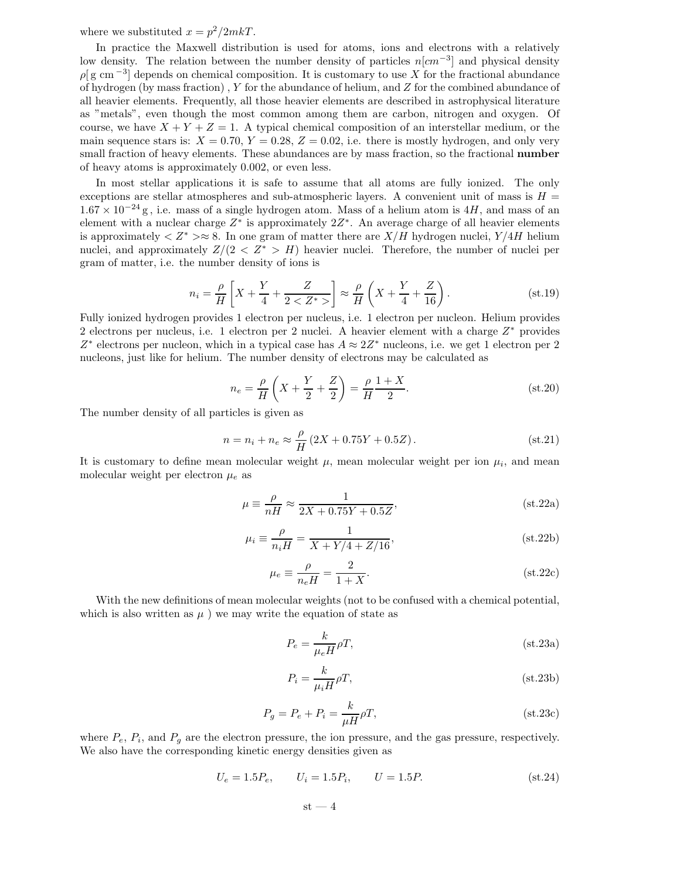where we substituted $x = p^2/2mkT$.

In practice the Maxwell distribution is used for atoms, ions and electrons with a relatively low density. The relation between the number density of particles $n[cm^{-3}]$ and physical density $\rho[\text{g cm}^{-3}]$ depends on chemical composition. It is customary to use $X$ for the fractional abundance of hydrogen (by mass fraction) , $Y$ for the abundance of helium, and $Z$ for the combined abundance of all heavier elements. Frequently, all those heavier elements are described in astrophysical literature as "metals", even though the most common among them are carbon, nitrogen and oxygen. Of course, we have $X + Y + Z = 1$. A typical chemical composition of an interstellar medium, or the main sequence stars is: $X = 0.70$, $Y = 0.28$, $Z = 0.02$, i.e. there is mostly hydrogen, and only very small fraction of heavy elements. These abundances are by mass fraction, so the fractional **number** of heavy atoms is approximately 0.002, or even less.

In most stellar applications it is safe to assume that all atoms are fully ionized. The only exceptions are stellar atmospheres and sub-atmospheric layers. A convenient unit of mass is $H = 1.67 \times 10^{-24}\,\text{g}$, i.e. mass of a single hydrogen atom. Mass of a helium atom is $4H$, and mass of an element with a nuclear charge $Z^*$ is approximately $2Z^*$. An average charge of all heavier elements is approximately $< Z^* > \approx 8$. In one gram of matter there are $X/H$ hydrogen nuclei, $Y/4H$ helium nuclei, and approximately $Z/(2 < Z^* > H)$ heavier nuclei. Therefore, the number of nuclei per gram of matter, i.e. the number density of ions is

$$n_i = \frac{\rho}{H}\left[X + \frac{Y}{4} + \frac{Z}{2 < Z^* >}\right] \approx \frac{\rho}{H}\left(X + \frac{Y}{4} + \frac{Z}{16}\right). \tag{st.19}$$

Fully ionized hydrogen provides 1 electron per nucleus, i.e. 1 electron per nucleon. Helium provides 2 electrons per nucleus, i.e. 1 electron per 2 nuclei. A heavier element with a charge $Z^*$ provides $Z^*$ electrons per nucleon, which in a typical case has $A \approx 2Z^*$ nucleons, i.e. we get 1 electron per 2 nucleons, just like for helium. The number density of electrons may be calculated as

$$n_e = \frac{\rho}{H}\left(X + \frac{Y}{2} + \frac{Z}{2}\right) = \frac{\rho}{H}\frac{1+X}{2}. \tag{st.20}$$

The number density of all particles is given as

$$n = n_i + n_e \approx \frac{\rho}{H}\left(2X + 0.75Y + 0.5Z\right). \tag{st.21}$$

It is customary to define mean molecular weight $\mu$, mean molecular weight per ion $\mu_i$, and mean molecular weight per electron $\mu_e$ as

$$\mu \equiv \frac{\rho}{nH} \approx \frac{1}{2X + 0.75Y + 0.5Z}, \tag{st.22a}$$

$$\mu_i \equiv \frac{\rho}{n_i H} = \frac{1}{X + Y/4 + Z/16}, \tag{st.22b}$$

$$\mu_e \equiv \frac{\rho}{n_e H} = \frac{2}{1+X}. \tag{st.22c}$$

With the new definitions of mean molecular weights (not to be confused with a chemical potential, which is also written as $\mu$ ) we may write the equation of state as

$$P_e = \frac{k}{\mu_e H}\rho T, \tag{st.23a}$$

$$P_i = \frac{k}{\mu_i H}\rho T, \tag{st.23b}$$

$$P_g = P_e + P_i = \frac{k}{\mu H}\rho T, \tag{st.23c}$$

where $P_e$, $P_i$, and $P_g$ are the electron pressure, the ion pressure, and the gas pressure, respectively. We also have the corresponding kinetic energy densities given as

$$U_e = 1.5P_e, \qquad U_i = 1.5P_i, \qquad U = 1.5P. \tag{st.24}$$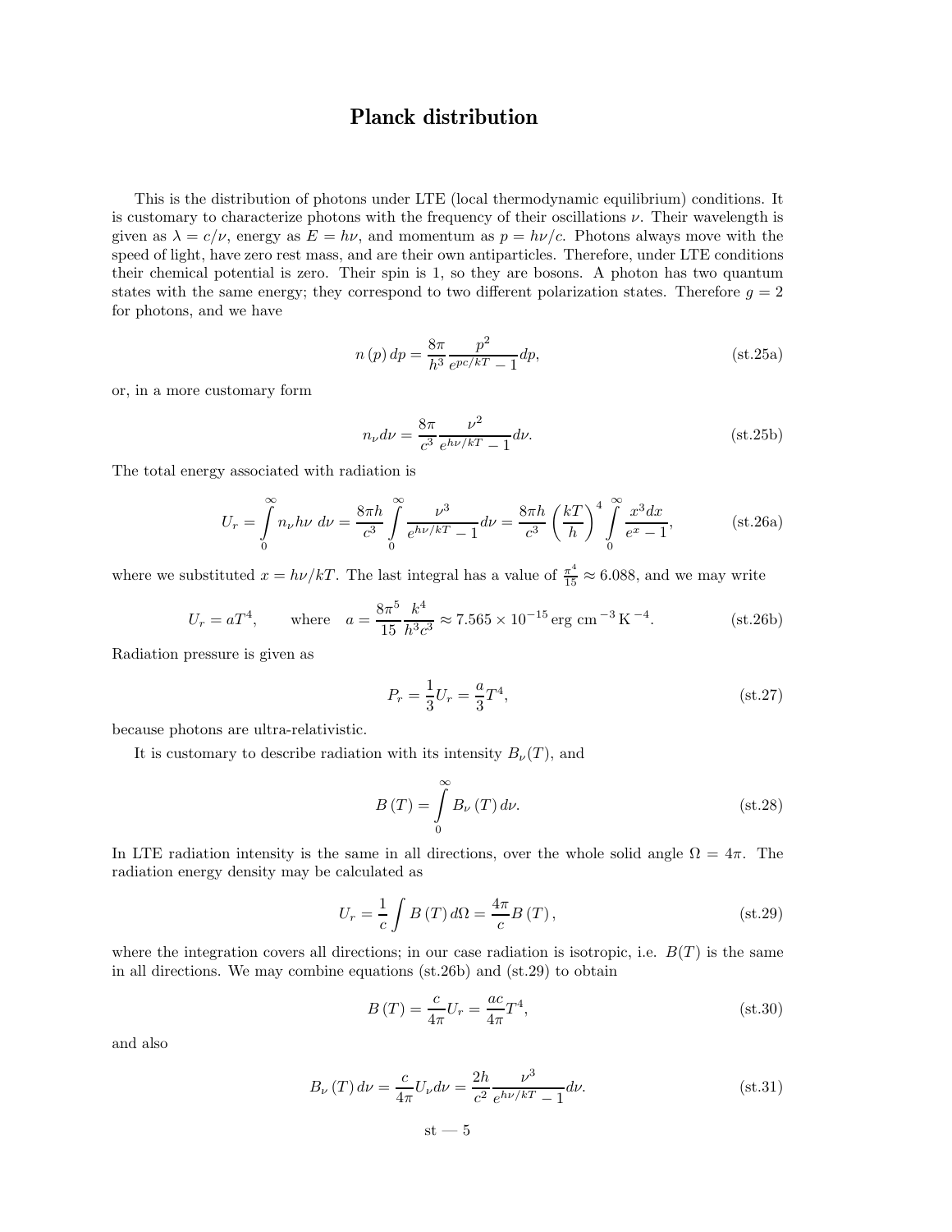# Planck distribution

This is the distribution of photons under LTE (local thermodynamic equilibrium) conditions. It is customary to characterize photons with the frequency of their oscillations $\nu$. Their wavelength is given as $\lambda = c/\nu$, energy as $E = h\nu$, and momentum as $p = h\nu/c$. Photons always move with the speed of light, have zero rest mass, and are their own antiparticles. Therefore, under LTE conditions their chemical potential is zero. Their spin is 1, so they are bosons. A photon has two quantum states with the same energy; they correspond to two different polarization states. Therefore $g = 2$ for photons, and we have

$$n(p)\,dp = \frac{8\pi}{h^3} \frac{p^2}{e^{pc/kT} - 1} dp, \tag{st.25a}$$

or, in a more customary form

$$n_\nu d\nu = \frac{8\pi}{c^3} \frac{\nu^2}{e^{h\nu/kT} - 1} d\nu. \tag{st.25b}$$

The total energy associated with radiation is

$$U_r = \int_0^\infty n_\nu h\nu \; d\nu = \frac{8\pi h}{c^3} \int_0^\infty \frac{\nu^3}{e^{h\nu/kT} - 1} d\nu = \frac{8\pi h}{c^3} \left(\frac{kT}{h}\right)^4 \int_0^\infty \frac{x^3 dx}{e^x - 1}, \tag{st.26a}$$

where we substituted $x = h\nu/kT$. The last integral has a value of $\frac{\pi^4}{15} \approx 6.088$, and we may write

$$U_r = aT^4, \qquad \text{where} \quad a = \frac{8\pi^5}{15} \frac{k^4}{h^3 c^3} \approx 7.565 \times 10^{-15} \, \text{erg cm}^{-3} \, \text{K}^{-4}. \tag{st.26b}$$

Radiation pressure is given as

$$P_r = \frac{1}{3} U_r = \frac{a}{3} T^4, \tag{st.27}$$

because photons are ultra-relativistic.

It is customary to describe radiation with its intensity $B_\nu(T)$, and

$$B(T) = \int_0^\infty B_\nu(T)\, d\nu. \tag{st.28}$$

In LTE radiation intensity is the same in all directions, over the whole solid angle $\Omega = 4\pi$. The radiation energy density may be calculated as

$$U_r = \frac{1}{c} \int B(T)\, d\Omega = \frac{4\pi}{c} B(T), \tag{st.29}$$

where the integration covers all directions; in our case radiation is isotropic, i.e. $B(T)$ is the same in all directions. We may combine equations (st.26b) and (st.29) to obtain

$$B(T) = \frac{c}{4\pi} U_r = \frac{ac}{4\pi} T^4, \tag{st.30}$$

and also

$$B_\nu(T)\, d\nu = \frac{c}{4\pi} U_\nu d\nu = \frac{2h}{c^2} \frac{\nu^3}{e^{h\nu/kT} - 1} d\nu. \tag{st.31}$$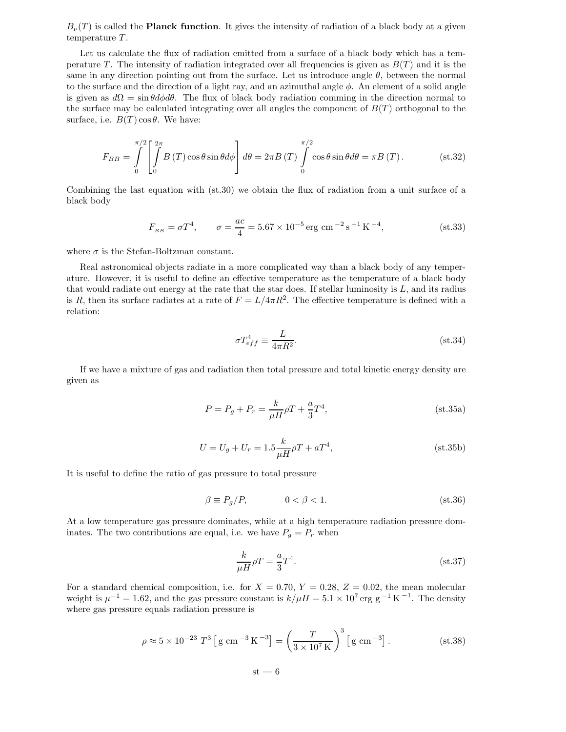$B_\nu(T)$ is called the **Planck function**. It gives the intensity of radiation of a black body at a given temperature $T$.

Let us calculate the flux of radiation emitted from a surface of a black body which has a temperature $T$. The intensity of radiation integrated over all frequencies is given as $B(T)$ and it is the same in any direction pointing out from the surface. Let us introduce angle $\theta$, between the normal to the surface and the direction of a light ray, and an azimuthal angle $\phi$. An element of a solid angle is given as $d\Omega = \sin\theta d\phi d\theta$. The flux of black body radiation comming in the direction normal to the surface may be calculated integrating over all angles the component of $B(T)$ orthogonal to the surface, i.e. $B(T)\cos\theta$. We have:

$$F_{BB} = \int_0^{\pi/2} \left[ \int_0^{2\pi} B(T)\cos\theta\sin\theta d\phi \right] d\theta = 2\pi B(T) \int_0^{\pi/2} \cos\theta\sin\theta d\theta = \pi B(T). \tag{st.32}$$

Combining the last equation with (st.30) we obtain the flux of radiation from a unit surface of a black body

$$F_{BB} = \sigma T^4, \qquad \sigma = \frac{ac}{4} = 5.67 \times 10^{-5}\,\mathrm{erg\ cm^{-2}\,s^{-1}\,K^{-4}}, \tag{st.33}$$

where $\sigma$ is the Stefan-Boltzman constant.

Real astronomical objects radiate in a more complicated way than a black body of any temperature. However, it is useful to define an effective temperature as the temperature of a black body that would radiate out energy at the rate that the star does. If stellar luminosity is $L$, and its radius is $R$, then its surface radiates at a rate of $F = L/4\pi R^2$. The effective temperature is defined with a relation:

$$\sigma T_{eff}^4 \equiv \frac{L}{4\pi R^2}. \tag{st.34}$$

If we have a mixture of gas and radiation then total pressure and total kinetic energy density are given as

$$P = P_g + P_r = \frac{k}{\mu H}\rho T + \frac{a}{3}T^4, \tag{st.35a}$$

$$U = U_g + U_r = 1.5\frac{k}{\mu H}\rho T + aT^4, \tag{st.35b}$$

It is useful to define the ratio of gas pressure to total pressure

$$\beta \equiv P_g/P, \qquad 0 < \beta < 1. \tag{st.36}$$

At a low temperature gas pressure dominates, while at a high temperature radiation pressure dominates. The two contributions are equal, i.e. we have $P_g = P_r$ when

$$\frac{k}{\mu H}\rho T = \frac{a}{3}T^4. \tag{st.37}$$

For a standard chemical composition, i.e. for $X = 0.70$, $Y = 0.28$, $Z = 0.02$, the mean molecular weight is $\mu^{-1} = 1.62$, and the gas pressure constant is $k/\mu H = 5.1 \times 10^7\,\mathrm{erg\ g^{-1}\,K^{-1}}$. The density where gas pressure equals radiation pressure is

$$\rho \approx 5 \times 10^{-23}\ T^3 \left[\mathrm{g\ cm^{-3}\,K^{-3}}\right] = \left(\frac{T}{3 \times 10^7\,\mathrm{K}}\right)^3 \left[\mathrm{g\ cm^{-3}}\right]. \tag{st.38}$$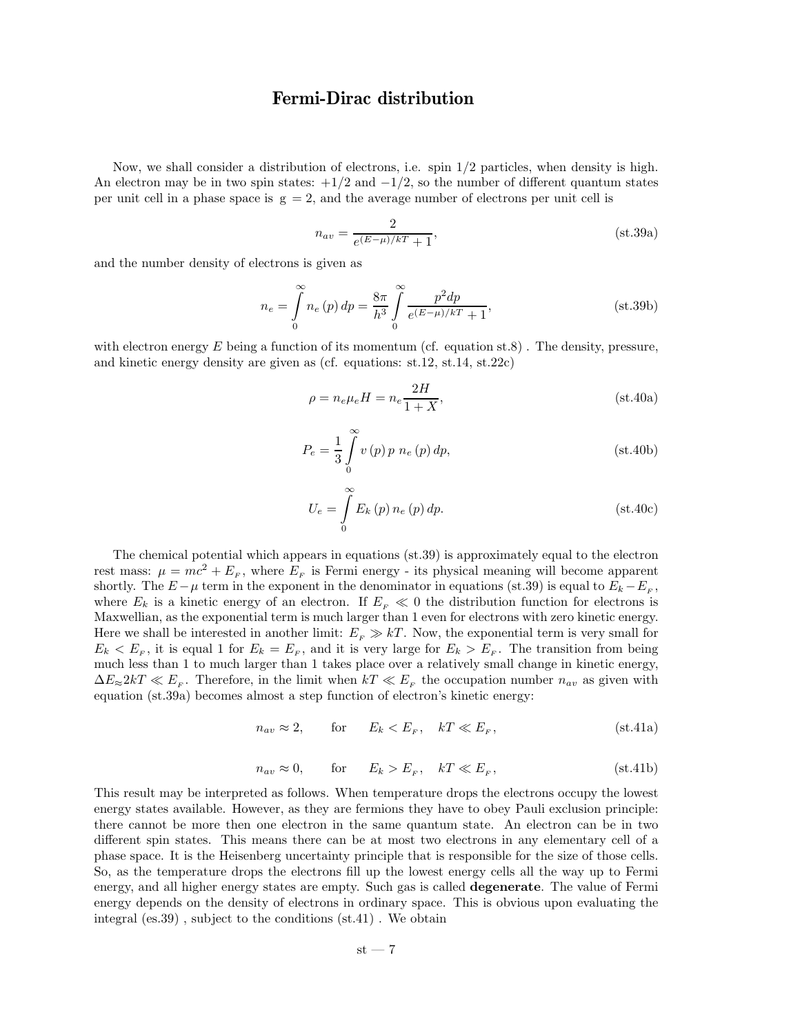# Fermi-Dirac distribution

Now, we shall consider a distribution of electrons, i.e. spin 1/2 particles, when density is high. An electron may be in two spin states: $+1/2$ and $-1/2$, so the number of different quantum states per unit cell in a phase space is $g = 2$, and the average number of electrons per unit cell is

$$n_{av} = \frac{2}{e^{(E-\mu)/kT} + 1}, \tag{st.39a}$$

and the number density of electrons is given as

$$n_e = \int_0^\infty n_e(p)\, dp = \frac{8\pi}{h^3} \int_0^\infty \frac{p^2 dp}{e^{(E-\mu)/kT} + 1}, \tag{st.39b}$$

with electron energy $E$ being a function of its momentum (cf. equation st.8) . The density, pressure, and kinetic energy density are given as (cf. equations: st.12, st.14, st.22c)

$$\rho = n_e \mu_e H = n_e \frac{2H}{1+X}, \tag{st.40a}$$

$$P_e = \frac{1}{3} \int_0^\infty v(p)\, p\; n_e(p)\, dp, \tag{st.40b}$$

$$U_e = \int_0^\infty E_k(p)\, n_e(p)\, dp. \tag{st.40c}$$

The chemical potential which appears in equations (st.39) is approximately equal to the electron rest mass: $\mu = mc^2 + E_F$, where $E_F$ is Fermi energy - its physical meaning will become apparent shortly. The $E-\mu$ term in the exponent in the denominator in equations (st.39) is equal to $E_k - E_F$, where $E_k$ is a kinetic energy of an electron. If $E_F \ll 0$ the distribution function for electrons is Maxwellian, as the exponential term is much larger than 1 even for electrons with zero kinetic energy. Here we shall be interested in another limit: $E_F \gg kT$. Now, the exponential term is very small for $E_k < E_F$, it is equal 1 for $E_k = E_F$, and it is very large for $E_k > E_F$. The transition from being much less than 1 to much larger than 1 takes place over a relatively small change in kinetic energy, $\Delta E \approx 2kT \ll E_F$. Therefore, in the limit when $kT \ll E_F$ the occupation number $n_{av}$ as given with equation (st.39a) becomes almost a step function of electron's kinetic energy:

$$n_{av} \approx 2, \qquad \text{for} \qquad E_k < E_F, \quad kT \ll E_F, \tag{st.41a}$$

$$n_{av} \approx 0, \qquad \text{for} \qquad E_k > E_F, \quad kT \ll E_F, \tag{st.41b}$$

This result may be interpreted as follows. When temperature drops the electrons occupy the lowest energy states available. However, as they are fermions they have to obey Pauli exclusion principle: there cannot be more then one electron in the same quantum state. An electron can be in two different spin states. This means there can be at most two electrons in any elementary cell of a phase space. It is the Heisenberg uncertainty principle that is responsible for the size of those cells. So, as the temperature drops the electrons fill up the lowest energy cells all the way up to Fermi energy, and all higher energy states are empty. Such gas is called **degenerate**. The value of Fermi energy depends on the density of electrons in ordinary space. This is obvious upon evaluating the integral (es.39) , subject to the conditions (st.41) . We obtain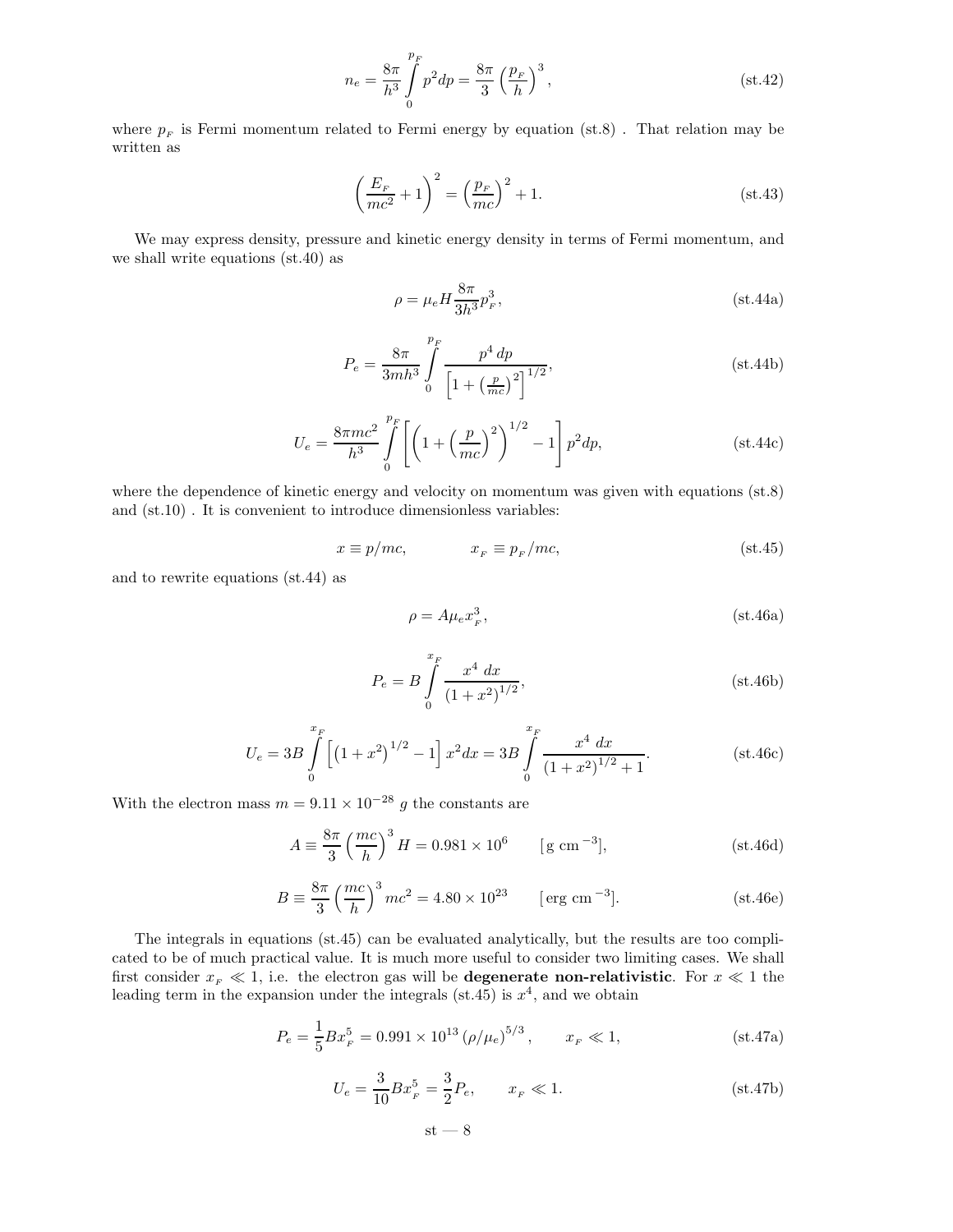$$n_e = \frac{8\pi}{h^3} \int_0^{p_F} p^2 dp = \frac{8\pi}{3} \left( \frac{p_F}{h} \right)^3 , \tag{st.42}$$

where $p_F$ is Fermi momentum related to Fermi energy by equation (st.8) . That relation may be written as

$$\left( \frac{E_F}{mc^2} + 1 \right)^2 = \left( \frac{p_F}{mc} \right)^2 + 1. \tag{st.43}$$

We may express density, pressure and kinetic energy density in terms of Fermi momentum, and we shall write equations (st.40) as

$$\rho = \mu_e H \frac{8\pi}{3h^3} p_F^3, \tag{st.44a}$$

$$P_e = \frac{8\pi}{3mh^3} \int_0^{p_F} \frac{p^4 \, dp}{\left[ 1 + \left( \frac{p}{mc} \right)^2 \right]^{1/2}}, \tag{st.44b}$$

$$U_e = \frac{8\pi mc^2}{h^3} \int_0^{p_F} \left[ \left( 1 + \left( \frac{p}{mc} \right)^2 \right)^{1/2} - 1 \right] p^2 dp, \tag{st.44c}$$

where the dependence of kinetic energy and velocity on momentum was given with equations (st.8) and (st.10) . It is convenient to introduce dimensionless variables:

$$x \equiv p/mc, \qquad\qquad x_F \equiv p_F/mc, \tag{st.45}$$

and to rewrite equations (st.44) as

$$\rho = A \mu_e x_F^3, \tag{st.46a}$$

$$P_e = B \int_0^{x_F} \frac{x^4 \; dx}{\left( 1 + x^2 \right)^{1/2}}, \tag{st.46b}$$

$$U_e = 3B \int_0^{x_F} \left[ \left( 1 + x^2 \right)^{1/2} - 1 \right] x^2 dx = 3B \int_0^{x_F} \frac{x^4 \; dx}{\left( 1 + x^2 \right)^{1/2} + 1}. \tag{st.46c}$$

With the electron mass $m = 9.11 \times 10^{-28}$ $g$ the constants are

$$A \equiv \frac{8\pi}{3} \left( \frac{mc}{h} \right)^3 H = 0.981 \times 10^6 \qquad [\text{g cm}^{-3}], \tag{st.46d}$$

$$B \equiv \frac{8\pi}{3} \left( \frac{mc}{h} \right)^3 mc^2 = 4.80 \times 10^{23} \qquad [\text{erg cm}^{-3}]. \tag{st.46e}$$

The integrals in equations (st.45) can be evaluated analytically, but the results are too complicated to be of much practical value. It is much more useful to consider two limiting cases. We shall first consider $x_F \ll 1$, i.e. the electron gas will be **degenerate non-relativistic**. For $x \ll 1$ the leading term in the expansion under the integrals (st.45) is $x^4$, and we obtain

$$P_e = \frac{1}{5} B x_F^5 = 0.991 \times 10^{13} \left( \rho / \mu_e \right)^{5/3}, \qquad x_F \ll 1, \tag{st.47a}$$

$$U_e = \frac{3}{10} B x_F^5 = \frac{3}{2} P_e, \qquad x_F \ll 1. \tag{st.47b}$$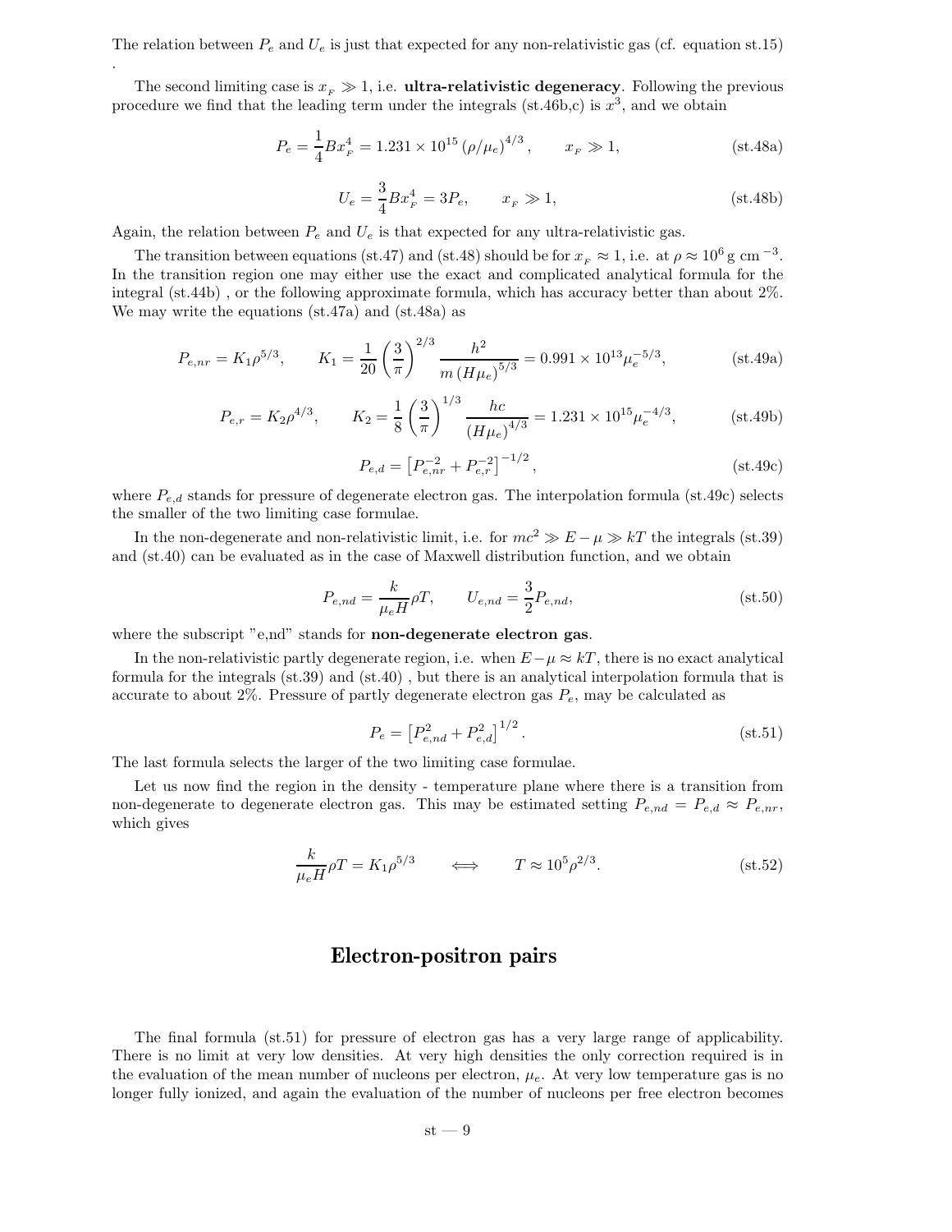The relation between $P_e$ and $U_e$ is just that expected for any non-relativistic gas (cf. equation st.15) .

The second limiting case is $x_F \gg 1$, i.e. **ultra-relativistic degeneracy**. Following the previous procedure we find that the leading term under the integrals (st.46b,c) is $x^3$, and we obtain

$$P_e = \frac{1}{4} B x_F^4 = 1.231 \times 10^{15} \left(\rho/\mu_e\right)^{4/3}, \qquad x_F \gg 1, \tag{st.48a}$$

$$U_e = \frac{3}{4} B x_F^4 = 3 P_e, \qquad x_F \gg 1, \tag{st.48b}$$

Again, the relation between $P_e$ and $U_e$ is that expected for any ultra-relativistic gas.

The transition between equations (st.47) and (st.48) should be for $x_F \approx 1$, i.e. at $\rho \approx 10^6 \text{ g cm}^{-3}$. In the transition region one may either use the exact and complicated analytical formula for the integral (st.44b) , or the following approximate formula, which has accuracy better than about 2%. We may write the equations (st.47a) and (st.48a) as

$$P_{e,nr} = K_1 \rho^{5/3}, \qquad K_1 = \frac{1}{20} \left(\frac{3}{\pi}\right)^{2/3} \frac{h^2}{m \left(H \mu_e\right)^{5/3}} = 0.991 \times 10^{13} \mu_e^{-5/3}, \tag{st.49a}$$

$$P_{e,r} = K_2 \rho^{4/3}, \qquad K_2 = \frac{1}{8} \left(\frac{3}{\pi}\right)^{1/3} \frac{hc}{\left(H \mu_e\right)^{4/3}} = 1.231 \times 10^{15} \mu_e^{-4/3}, \tag{st.49b}$$

$$P_{e,d} = \left[P_{e,nr}^{-2} + P_{e,r}^{-2}\right]^{-1/2}, \tag{st.49c}$$

where $P_{e,d}$ stands for pressure of degenerate electron gas. The interpolation formula (st.49c) selects the smaller of the two limiting case formulae.

In the non-degenerate and non-relativistic limit, i.e. for $mc^2 \gg E - \mu \gg kT$ the integrals (st.39) and (st.40) can be evaluated as in the case of Maxwell distribution function, and we obtain

$$P_{e,nd} = \frac{k}{\mu_e H} \rho T, \qquad U_{e,nd} = \frac{3}{2} P_{e,nd}, \tag{st.50}$$

where the subscript "e,nd" stands for **non-degenerate electron gas**.

In the non-relativistic partly degenerate region, i.e. when $E - \mu \approx kT$, there is no exact analytical formula for the integrals (st.39) and (st.40) , but there is an analytical interpolation formula that is accurate to about 2%. Pressure of partly degenerate electron gas $P_e$, may be calculated as

$$P_e = \left[P_{e,nd}^2 + P_{e,d}^2\right]^{1/2}. \tag{st.51}$$

The last formula selects the larger of the two limiting case formulae.

Let us now find the region in the density - temperature plane where there is a transition from non-degenerate to degenerate electron gas. This may be estimated setting $P_{e,nd} = P_{e,d} \approx P_{e,nr}$, which gives

$$\frac{k}{\mu_e H} \rho T = K_1 \rho^{5/3} \qquad \Longleftrightarrow \qquad T \approx 10^5 \rho^{2/3}. \tag{st.52}$$

## Electron-positron pairs

The final formula (st.51) for pressure of electron gas has a very large range of applicability. There is no limit at very low densities. At very high densities the only correction required is in the evaluation of the mean number of nucleons per electron, $\mu_e$. At very low temperature gas is no longer fully ionized, and again the evaluation of the number of nucleons per free electron becomes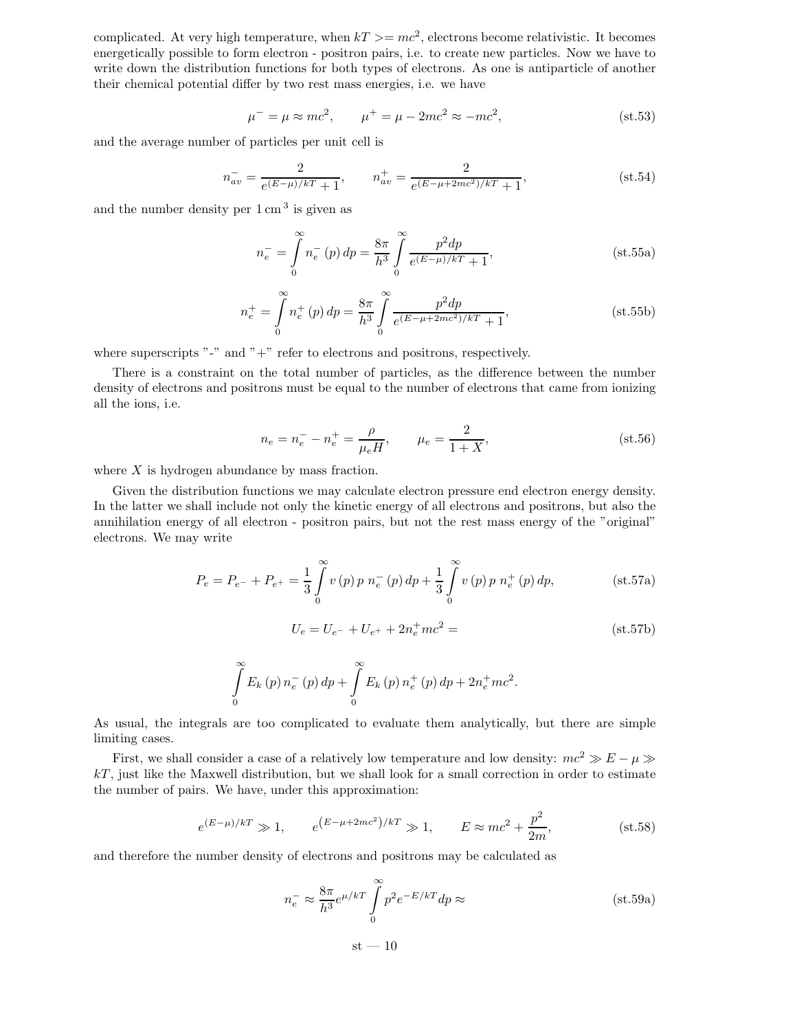complicated. At very high temperature, when $kT >= mc^2$, electrons become relativistic. It becomes energetically possible to form electron - positron pairs, i.e. to create new particles. Now we have to write down the distribution functions for both types of electrons. As one is antiparticle of another their chemical potential differ by two rest mass energies, i.e. we have

$$\mu^- = \mu \approx mc^2, \qquad \mu^+ = \mu - 2mc^2 \approx -mc^2, \tag{st.53}$$

and the average number of particles per unit cell is

$$n_{av}^- = \frac{2}{e^{(E-\mu)/kT} + 1}, \qquad n_{av}^+ = \frac{2}{e^{(E-\mu+2mc^2)/kT} + 1}, \tag{st.54}$$

and the number density per $1\,\mathrm{cm}^3$ is given as

$$n_e^- = \int\limits_0^\infty n_e^-(p)\,dp = \frac{8\pi}{h^3} \int\limits_0^\infty \frac{p^2 dp}{e^{(E-\mu)/kT} + 1}, \tag{st.55a}$$

$$n_e^+ = \int\limits_0^\infty n_e^+(p)\,dp = \frac{8\pi}{h^3} \int\limits_0^\infty \frac{p^2 dp}{e^{(E-\mu+2mc^2)/kT} + 1}, \tag{st.55b}$$

where superscripts "-" and "+" refer to electrons and positrons, respectively.

There is a constraint on the total number of particles, as the difference between the number density of electrons and positrons must be equal to the number of electrons that came from ionizing all the ions, i.e.

$$n_e = n_e^- - n_e^+ = \frac{\rho}{\mu_e H}, \qquad \mu_e = \frac{2}{1+X}, \tag{st.56}$$

where $X$ is hydrogen abundance by mass fraction.

Given the distribution functions we may calculate electron pressure end electron energy density. In the latter we shall include not only the kinetic energy of all electrons and positrons, but also the annihilation energy of all electron - positron pairs, but not the rest mass energy of the "original" electrons. We may write

$$P_e = P_{e^-} + P_{e^+} = \frac{1}{3} \int\limits_0^\infty v(p)\,p\; n_e^-(p)\,dp + \frac{1}{3} \int\limits_0^\infty v(p)\,p\; n_e^+(p)\,dp, \tag{st.57a}$$

$$U_e = U_{e^-} + U_{e^+} + 2n_e^+ mc^2 = \tag{st.57b}$$

$$\int\limits_0^\infty E_k(p)\,n_e^-(p)\,dp + \int\limits_0^\infty E_k(p)\,n_e^+(p)\,dp + 2n_e^+ mc^2.$$

As usual, the integrals are too complicated to evaluate them analytically, but there are simple limiting cases.

First, we shall consider a case of a relatively low temperature and low density: $mc^2 \gg E - \mu \gg kT$, just like the Maxwell distribution, but we shall look for a small correction in order to estimate the number of pairs. We have, under this approximation:

$$e^{(E-\mu)/kT} \gg 1, \qquad e^{\left(E-\mu+2mc^2\right)/kT} \gg 1, \qquad E \approx mc^2 + \frac{p^2}{2m}, \tag{st.58}$$

and therefore the number density of electrons and positrons may be calculated as

$$n_e^- \approx \frac{8\pi}{h^3} e^{\mu/kT} \int\limits_0^\infty p^2 e^{-E/kT} dp \approx \tag{st.59a}$$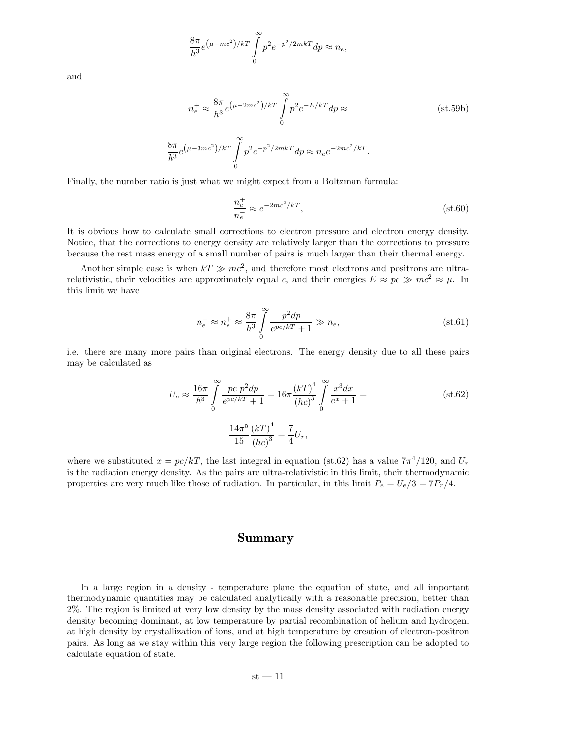$$\frac{8\pi}{h^3} e^{\left(\mu - mc^2\right)/kT} \int\limits_0^\infty p^2 e^{-p^2/2mkT} dp \approx n_e,$$

and

$$n_e^+ \approx \frac{8\pi}{h^3} e^{\left(\mu - 2mc^2\right)/kT} \int\limits_0^\infty p^2 e^{-E/kT} dp \approx \tag{st.59b}$$

$$\frac{8\pi}{h^3} e^{\left(\mu - 3mc^2\right)/kT} \int\limits_0^\infty p^2 e^{-p^2/2mkT} dp \approx n_e e^{-2mc^2/kT}.$$

Finally, the number ratio is just what we might expect from a Boltzman formula:

$$\frac{n_e^+}{n_e^-} \approx e^{-2mc^2/kT}, \tag{st.60}$$

It is obvious how to calculate small corrections to electron pressure and electron energy density. Notice, that the corrections to energy density are relatively larger than the corrections to pressure because the rest mass energy of a small number of pairs is much larger than their thermal energy.

Another simple case is when $kT \gg mc^2$, and therefore most electrons and positrons are ultra-relativistic, their velocities are approximately equal $c$, and their energies $E \approx pc \gg mc^2 \approx \mu$. In this limit we have

$$n_e^- \approx n_e^+ \approx \frac{8\pi}{h^3} \int\limits_0^\infty \frac{p^2 dp}{e^{pc/kT} + 1} \gg n_e, \tag{st.61}$$

i.e. there are many more pairs than original electrons. The energy density due to all these pairs may be calculated as

$$U_e \approx \frac{16\pi}{h^3} \int\limits_0^\infty \frac{pc \; p^2 dp}{e^{pc/kT} + 1} = 16\pi \frac{(kT)^4}{(hc)^3} \int\limits_0^\infty \frac{x^3 dx}{e^x + 1} = \tag{st.62}$$

$$\frac{14\pi^5}{15} \frac{(kT)^4}{(hc)^3} = \frac{7}{4} U_r,$$

where we substituted $x = pc/kT$, the last integral in equation (st.62) has a value $7\pi^4/120$, and $U_r$ is the radiation energy density. As the pairs are ultra-relativistic in this limit, their thermodynamic properties are very much like those of radiation. In particular, in this limit $P_e = U_e/3 = 7P_r/4$.

## Summary

In a large region in a density - temperature plane the equation of state, and all important thermodynamic quantities may be calculated analytically with a reasonable precision, better than 2%. The region is limited at very low density by the mass density associated with radiation energy density becoming dominant, at low temperature by partial recombination of helium and hydrogen, at high density by crystallization of ions, and at high temperature by creation of electron-positron pairs. As long as we stay within this very large region the following prescription can be adopted to calculate equation of state.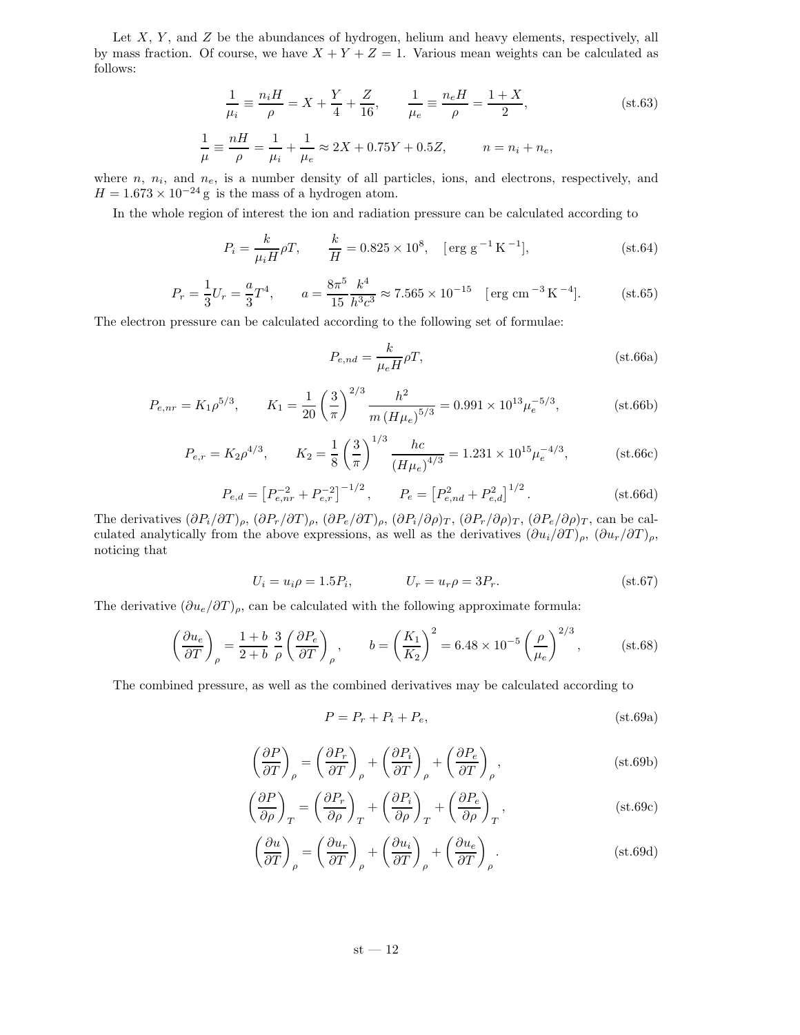Let $X$, $Y$, and $Z$ be the abundances of hydrogen, helium and heavy elements, respectively, all by mass fraction. Of course, we have $X + Y + Z = 1$. Various mean weights can be calculated as follows:

$$\frac{1}{\mu_i} \equiv \frac{n_i H}{\rho} = X + \frac{Y}{4} + \frac{Z}{16}, \qquad \frac{1}{\mu_e} \equiv \frac{n_e H}{\rho} = \frac{1+X}{2}, \tag{st.63}$$

$$\frac{1}{\mu} \equiv \frac{nH}{\rho} = \frac{1}{\mu_i} + \frac{1}{\mu_e} \approx 2X + 0.75Y + 0.5Z, \qquad n = n_i + n_e,$$

where $n$, $n_i$, and $n_e$, is a number density of all particles, ions, and electrons, respectively, and $H = 1.673 \times 10^{-24}$ g is the mass of a hydrogen atom.

In the whole region of interest the ion and radiation pressure can be calculated according to

$$P_i = \frac{k}{\mu_i H}\rho T, \qquad \frac{k}{H} = 0.825 \times 10^8, \quad [\text{erg g}^{-1}\,\text{K}^{-1}], \tag{st.64}$$

$$P_r = \frac{1}{3}U_r = \frac{a}{3}T^4, \qquad a = \frac{8\pi^5}{15}\frac{k^4}{h^3 c^3} \approx 7.565 \times 10^{-15} \quad [\text{erg cm}^{-3}\,\text{K}^{-4}]. \tag{st.65}$$

The electron pressure can be calculated according to the following set of formulae:

$$P_{e,nd} = \frac{k}{\mu_e H}\rho T, \tag{st.66a}$$

$$P_{e,nr} = K_1 \rho^{5/3}, \qquad K_1 = \frac{1}{20}\left(\frac{3}{\pi}\right)^{2/3} \frac{h^2}{m\,(H\mu_e)^{5/3}} = 0.991 \times 10^{13} \mu_e^{-5/3}, \tag{st.66b}$$

$$P_{e,r} = K_2 \rho^{4/3}, \qquad K_2 = \frac{1}{8}\left(\frac{3}{\pi}\right)^{1/3} \frac{hc}{(H\mu_e)^{4/3}} = 1.231 \times 10^{15} \mu_e^{-4/3}, \tag{st.66c}$$

$$P_{e,d} = \left[P_{e,nr}^{-2} + P_{e,r}^{-2}\right]^{-1/2}, \qquad P_e = \left[P_{e,nd}^2 + P_{e,d}^2\right]^{1/2}. \tag{st.66d}$$

The derivatives $(\partial P_i/\partial T)_\rho$, $(\partial P_r/\partial T)_\rho$, $(\partial P_e/\partial T)_\rho$, $(\partial P_i/\partial \rho)_T$, $(\partial P_r/\partial \rho)_T$, $(\partial P_e/\partial \rho)_T$, can be calculated analytically from the above expressions, as well as the derivatives $(\partial u_i/\partial T)_\rho$, $(\partial u_r/\partial T)_\rho$, noticing that

$$U_i = u_i \rho = 1.5 P_i, \qquad U_r = u_r \rho = 3 P_r. \tag{st.67}$$

The derivative $(\partial u_e/\partial T)_\rho$, can be calculated with the following approximate formula:

$$\left(\frac{\partial u_e}{\partial T}\right)_\rho = \frac{1+b}{2+b}\,\frac{3}{\rho}\left(\frac{\partial P_e}{\partial T}\right)_\rho, \qquad b = \left(\frac{K_1}{K_2}\right)^2 = 6.48 \times 10^{-5}\left(\frac{\rho}{\mu_e}\right)^{2/3}, \tag{st.68}$$

The combined pressure, as well as the combined derivatives may be calculated according to

$$P = P_r + P_i + P_e, \tag{st.69a}$$

$$\left(\frac{\partial P}{\partial T}\right)_\rho = \left(\frac{\partial P_r}{\partial T}\right)_\rho + \left(\frac{\partial P_i}{\partial T}\right)_\rho + \left(\frac{\partial P_e}{\partial T}\right)_\rho, \tag{st.69b}$$

$$\left(\frac{\partial P}{\partial \rho}\right)_T = \left(\frac{\partial P_r}{\partial \rho}\right)_T + \left(\frac{\partial P_i}{\partial \rho}\right)_T + \left(\frac{\partial P_e}{\partial \rho}\right)_T, \tag{st.69c}$$

$$\left(\frac{\partial u}{\partial T}\right)_\rho = \left(\frac{\partial u_r}{\partial T}\right)_\rho + \left(\frac{\partial u_i}{\partial T}\right)_\rho + \left(\frac{\partial u_e}{\partial T}\right)_\rho. \tag{st.69d}$$